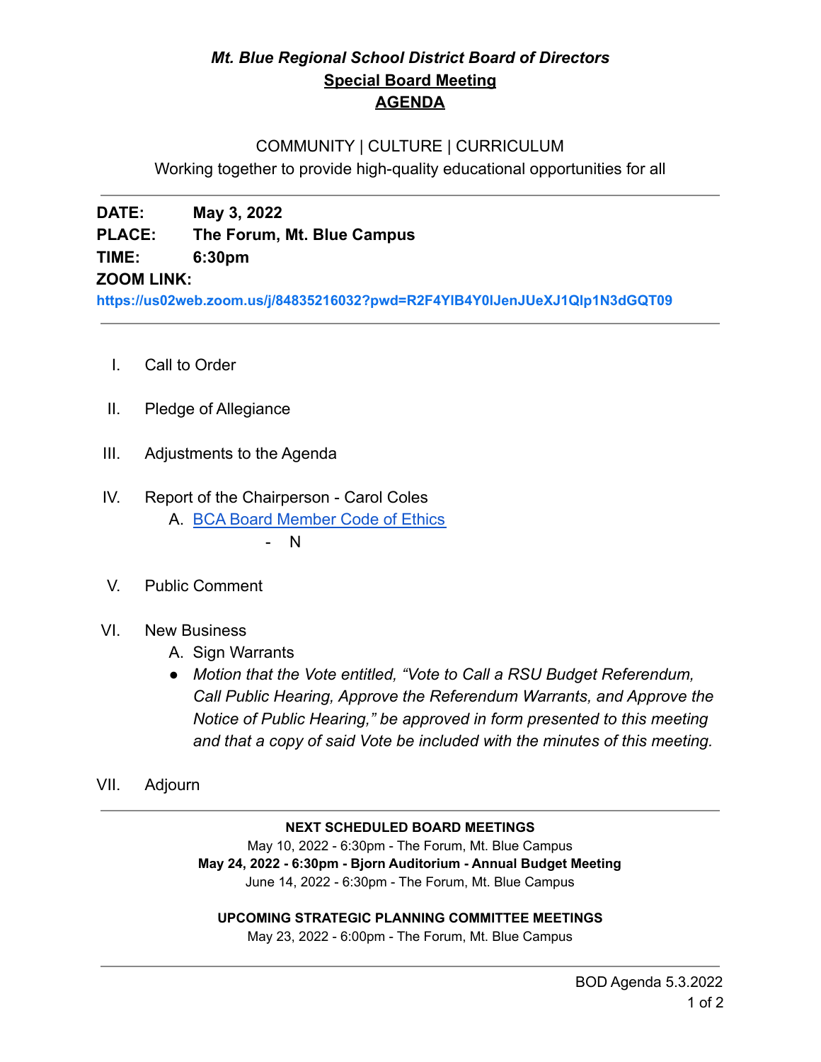# *Mt. Blue Regional School District Board of Directors*

## Special Board Meeting

## AGENDA

COMMUNITY | CULTURE | CURRICULUM

Working together to provide high-quality educational opportunities for all

---

**DATE:** **May 3, 2022**

**PLACE:** **The Forum, Mt. Blue Campus**

**TIME:** **6:30pm**

**ZOOM LINK:**

**https://us02web.zoom.us/j/84835216032?pwd=R2F4YlB4Y0lJenJUeXJ1Qlp1N3dGQT09**

---

I. Call to Order

II. Pledge of Allegiance

III. Adjustments to the Agenda

IV. Report of the Chairperson - Carol Coles
   A. BCA Board Member Code of Ethics
      - N

V. Public Comment

VI. New Business
   A. Sign Warrants
   - *Motion that the Vote entitled, "Vote to Call a RSU Budget Referendum, Call Public Hearing, Approve the Referendum Warrants, and Approve the Notice of Public Hearing," be approved in form presented to this meeting and that a copy of said Vote be included with the minutes of this meeting.*

VII. Adjourn

---

**NEXT SCHEDULED BOARD MEETINGS**

May 10, 2022 - 6:30pm - The Forum, Mt. Blue Campus

**May 24, 2022 - 6:30pm - Bjorn Auditorium - Annual Budget Meeting**

June 14, 2022 - 6:30pm - The Forum, Mt. Blue Campus

**UPCOMING STRATEGIC PLANNING COMMITTEE MEETINGS**

May 23, 2022 - 6:00pm - The Forum, Mt. Blue Campus

---

BOD Agenda 5.3.2022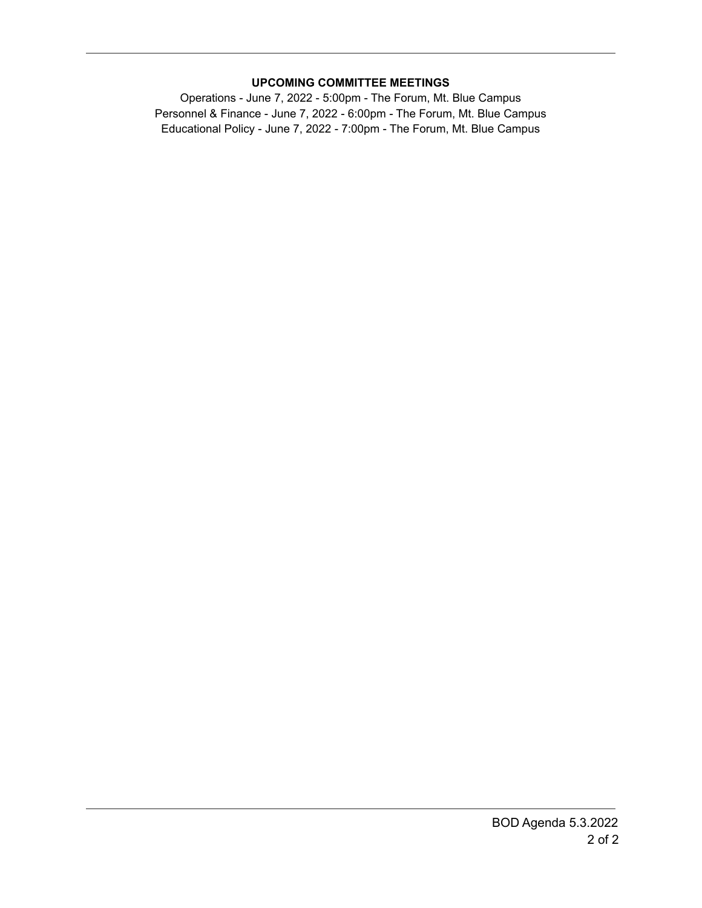**UPCOMING COMMITTEE MEETINGS**

Operations - June 7, 2022 - 5:00pm - The Forum, Mt. Blue Campus
Personnel & Finance - June 7, 2022 - 6:00pm - The Forum, Mt. Blue Campus
Educational Policy - June 7, 2022 - 7:00pm - The Forum, Mt. Blue Campus